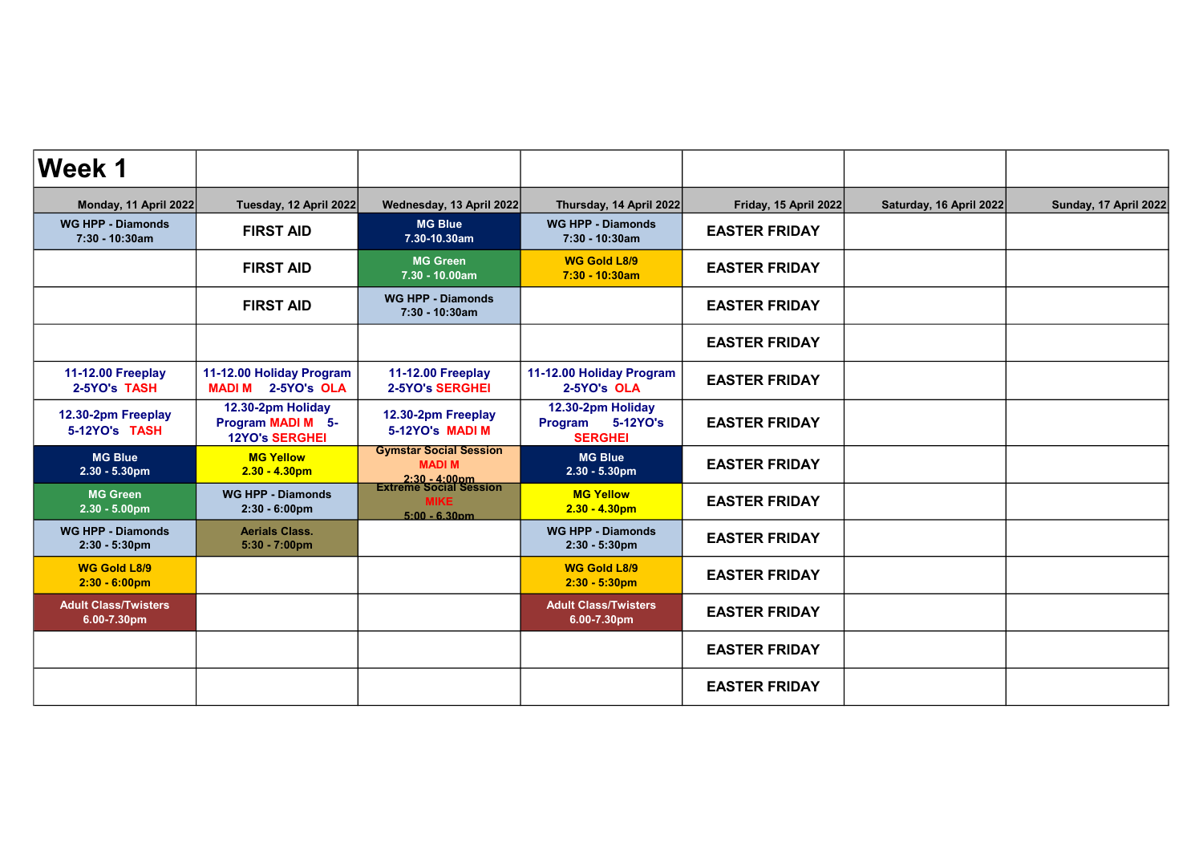# Week 1

| Monday, 11 April 2022 | Tuesday, 12 April 2022 | Wednesday, 13 April 2022 | Thursday, 14 April 2022 | Friday, 15 April 2022 | Saturday, 16 April 2022 | Sunday, 17 April 2022 |
|---|---|---|---|---|---|---|
| WG HPP - Diamonds 7:30 - 10:30am | FIRST AID | MG Blue 7.30-10.30am | WG HPP - Diamonds 7:30 - 10:30am | EASTER FRIDAY | | |
| | FIRST AID | MG Green 7.30 - 10.00am | WG Gold L8/9 7:30 - 10:30am | EASTER FRIDAY | | |
| | FIRST AID | WG HPP - Diamonds 7:30 - 10:30am | | EASTER FRIDAY | | |
| | | | | EASTER FRIDAY | | |
| 11-12.00 Freeplay 2-5YO's TASH | 11-12.00 Holiday Program MADI M 2-5YO's OLA | 11-12.00 Freeplay 2-5YO's SERGHEI | 11-12.00 Holiday Program 2-5YO's OLA | EASTER FRIDAY | | |
| 12.30-2pm Freeplay 5-12YO's TASH | 12.30-2pm Holiday Program MADI M 5-12YO's SERGHEI | 12.30-2pm Freeplay 5-12YO's MADI M | 12.30-2pm Holiday Program 5-12YO's SERGHEI | EASTER FRIDAY | | |
| MG Blue 2.30 - 5.30pm | MG Yellow 2.30 - 4.30pm | Gymstar Social Session MADI M 2:30 - 4:00pm | MG Blue 2.30 - 5.30pm | EASTER FRIDAY | | |
| MG Green 2.30 - 5.00pm | WG HPP - Diamonds 2:30 - 6:00pm | Extreme Social Session MIKE 5:00 - 6.30pm | MG Yellow 2.30 - 4.30pm | EASTER FRIDAY | | |
| WG HPP - Diamonds 2:30 - 5:30pm | Aerials Class. 5:30 - 7:00pm | | WG HPP - Diamonds 2:30 - 5:30pm | EASTER FRIDAY | | |
| WG Gold L8/9 2:30 - 6:00pm | | | WG Gold L8/9 2:30 - 5:30pm | EASTER FRIDAY | | |
| Adult Class/Twisters 6.00-7.30pm | | | Adult Class/Twisters 6.00-7.30pm | EASTER FRIDAY | | |
| | | | | EASTER FRIDAY | | |
| | | | | EASTER FRIDAY | | |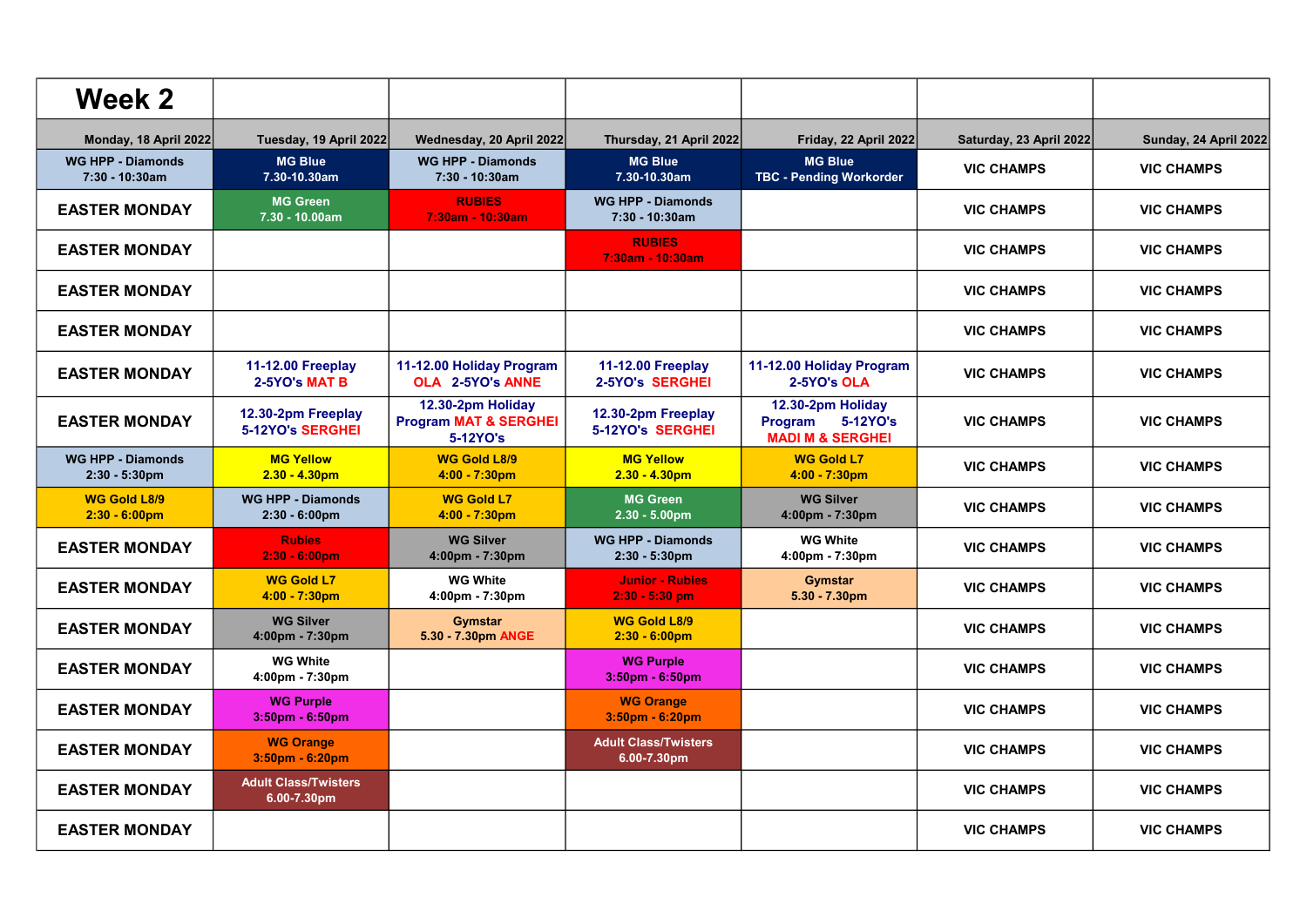# Week 2

| Monday, 18 April 2022 | Tuesday, 19 April 2022 | Wednesday, 20 April 2022 | Thursday, 21 April 2022 | Friday, 22 April 2022 | Saturday, 23 April 2022 | Sunday, 24 April 2022 |
|---|---|---|---|---|---|---|
| WG HPP - Diamonds 7:30 - 10:30am | MG Blue 7.30-10.30am | WG HPP - Diamonds 7:30 - 10:30am | MG Blue 7.30-10.30am | MG Blue TBC - Pending Workorder | VIC CHAMPS | VIC CHAMPS |
| EASTER MONDAY | MG Green 7.30 - 10.00am | RUBIES 7:30am - 10:30am | WG HPP - Diamonds 7:30 - 10:30am | | VIC CHAMPS | VIC CHAMPS |
| EASTER MONDAY | | | RUBIES 7:30am - 10:30am | | VIC CHAMPS | VIC CHAMPS |
| EASTER MONDAY | | | | | VIC CHAMPS | VIC CHAMPS |
| EASTER MONDAY | | | | | VIC CHAMPS | VIC CHAMPS |
| EASTER MONDAY | 11-12.00 Freeplay 2-5YO's MAT B | 11-12.00 Holiday Program OLA 2-5YO's ANNE | 11-12.00 Freeplay 2-5YO's SERGHEI | 11-12.00 Holiday Program 2-5YO's OLA | VIC CHAMPS | VIC CHAMPS |
| EASTER MONDAY | 12.30-2pm Freeplay 5-12YO's SERGHEI | 12.30-2pm Holiday Program MAT & SERGHEI 5-12YO's | 12.30-2pm Freeplay 5-12YO's SERGHEI | 12.30-2pm Holiday Program 5-12YO's MADI M & SERGHEI | VIC CHAMPS | VIC CHAMPS |
| WG HPP - Diamonds 2:30 - 5:30pm | MG Yellow 2.30 - 4.30pm | WG Gold L8/9 4:00 - 7:30pm | MG Yellow 2.30 - 4.30pm | WG Gold L7 4:00 - 7:30pm | VIC CHAMPS | VIC CHAMPS |
| WG Gold L8/9 2:30 - 6:00pm | WG HPP - Diamonds 2:30 - 6:00pm | WG Gold L7 4:00 - 7:30pm | MG Green 2.30 - 5.00pm | WG Silver 4:00pm - 7:30pm | VIC CHAMPS | VIC CHAMPS |
| EASTER MONDAY | Rubies 2:30 - 6:00pm | WG Silver 4:00pm - 7:30pm | WG HPP - Diamonds 2:30 - 5:30pm | WG White 4:00pm - 7:30pm | VIC CHAMPS | VIC CHAMPS |
| EASTER MONDAY | WG Gold L7 4:00 - 7:30pm | WG White 4:00pm - 7:30pm | Junior - Rubies 2:30 - 5:30 pm | Gymstar 5.30 - 7.30pm | VIC CHAMPS | VIC CHAMPS |
| EASTER MONDAY | WG Silver 4:00pm - 7:30pm | Gymstar 5.30 - 7.30pm ANGE | WG Gold L8/9 2:30 - 6:00pm | | VIC CHAMPS | VIC CHAMPS |
| EASTER MONDAY | WG White 4:00pm - 7:30pm | | WG Purple 3:50pm - 6:50pm | | VIC CHAMPS | VIC CHAMPS |
| EASTER MONDAY | WG Purple 3:50pm - 6:50pm | | WG Orange 3:50pm - 6:20pm | | VIC CHAMPS | VIC CHAMPS |
| EASTER MONDAY | WG Orange 3:50pm - 6:20pm | | Adult Class/Twisters 6.00-7.30pm | | VIC CHAMPS | VIC CHAMPS |
| EASTER MONDAY | Adult Class/Twisters 6.00-7.30pm | | | | VIC CHAMPS | VIC CHAMPS |
| EASTER MONDAY | | | | | VIC CHAMPS | VIC CHAMPS |